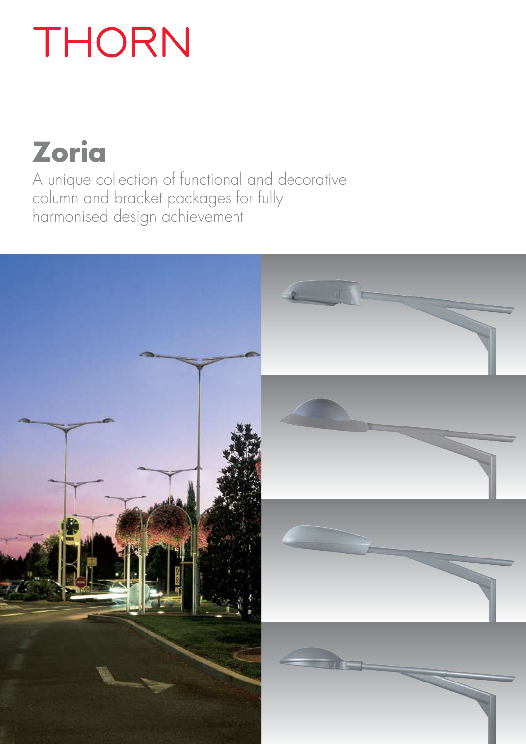THORN

# Zoria

A unique collection of functional and decorative column and bracket packages for fully harmonised design achievement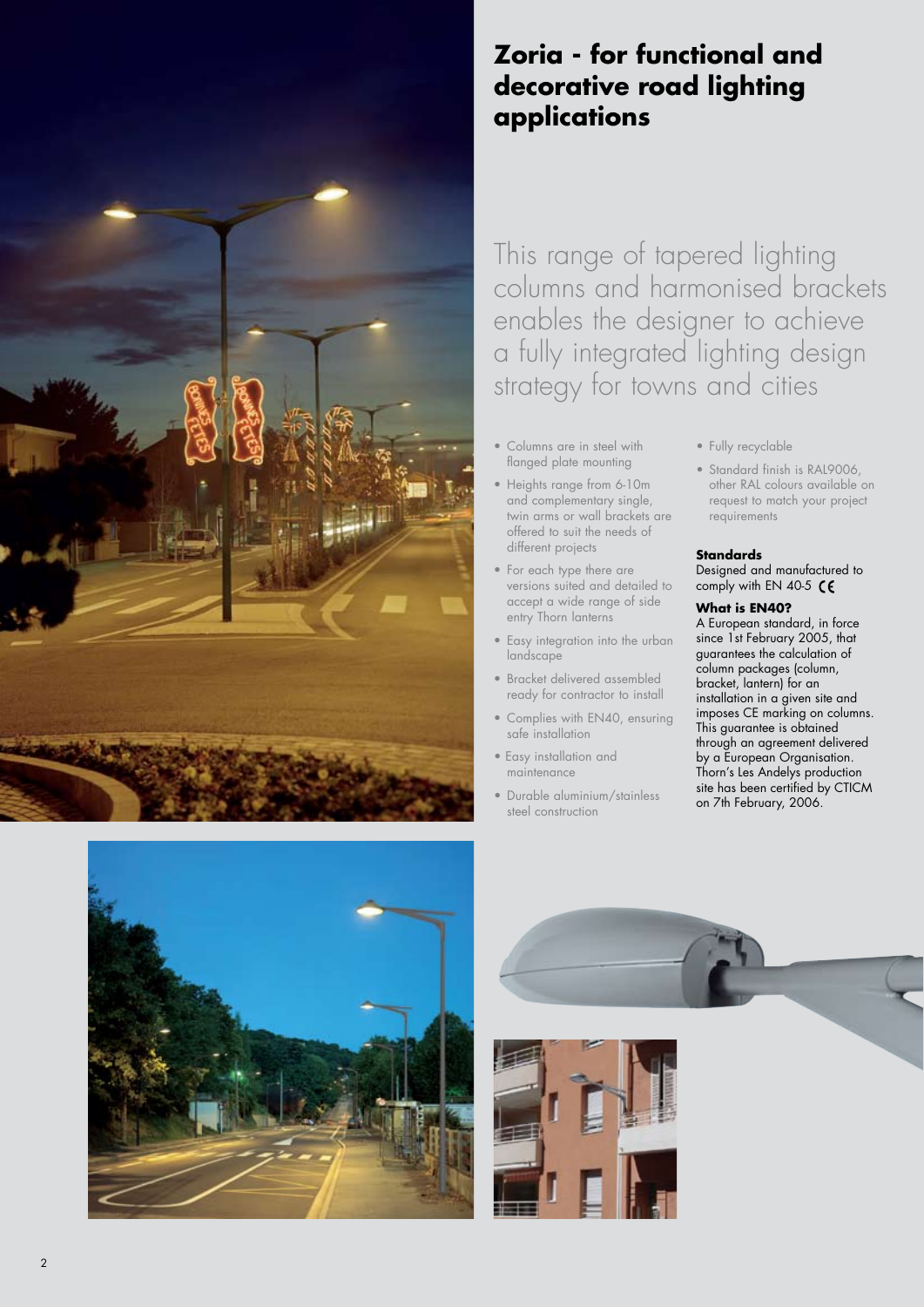# Zoria - for functional and decorative road lighting applications

This range of tapered lighting columns and harmonised brackets enables the designer to achieve a fully integrated lighting design strategy for towns and cities

- Columns are in steel with flanged plate mounting
- Heights range from 6-10m and complementary single, twin arms or wall brackets are offered to suit the needs of different projects
- For each type there are versions suited and detailed to accept a wide range of side entry Thorn lanterns
- Easy integration into the urban landscape
- Bracket delivered assembled ready for contractor to install
- Complies with EN40, ensuring safe installation
- Easy installation and maintenance
- Durable aluminium/stainless steel construction
- Fully recyclable
- Standard finish is RAL9006, other RAL colours available on request to match your project requirements

**Standards**

Designed and manufactured to comply with EN 40-5 CE

**What is EN40?**

A European standard, in force since 1st February 2005, that guarantees the calculation of column packages (column, bracket, lantern) for an installation in a given site and imposes CE marking on columns. This guarantee is obtained through an agreement delivered by a European Organisation. Thorn's Les Andelys production site has been certified by CTICM on 7th February, 2006.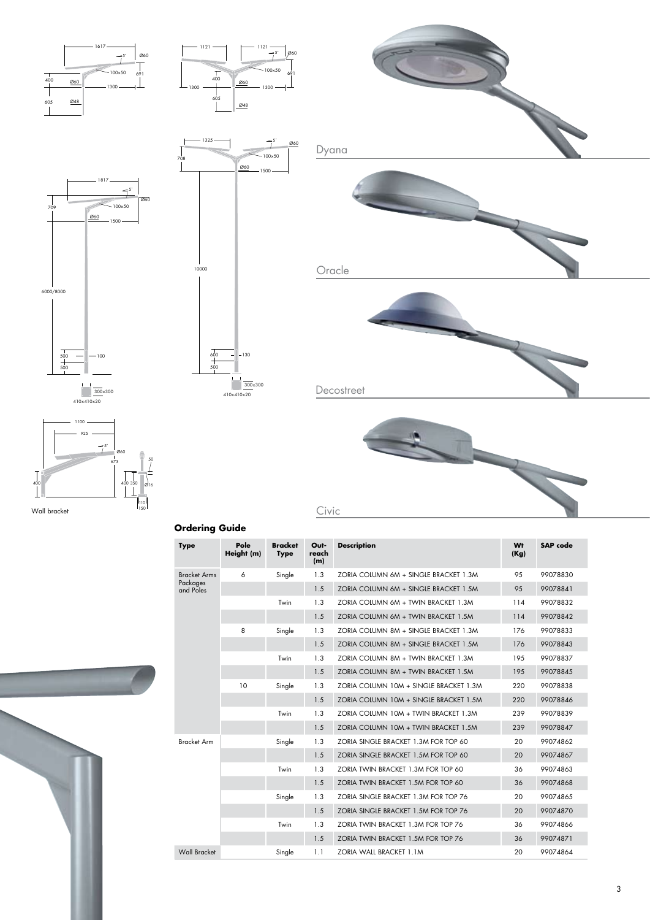Dyana

Oracle

Decostreet

Civic

Wall bracket

## Ordering Guide

| Type | Pole Height (m) | Bracket Type | Out-reach (m) | Description | Wt (Kg) | SAP code |
|---|---|---|---|---|---|---|
| Bracket Arms Packages and Poles | 6 | Single | 1.3 | ZORIA COLUMN 6M + SINGLE BRACKET 1.3M | 95 | 99078830 |
| | | | 1.5 | ZORIA COLUMN 6M + SINGLE BRACKET 1.5M | 95 | 99078841 |
| | | Twin | 1.3 | ZORIA COLUMN 6M + TWIN BRACKET 1.3M | 114 | 99078832 |
| | | | 1.5 | ZORIA COLUMN 6M + TWIN BRACKET 1.5M | 114 | 99078842 |
| | 8 | Single | 1.3 | ZORIA COLUMN 8M + SINGLE BRACKET 1.3M | 176 | 99078833 |
| | | | 1.5 | ZORIA COLUMN 8M + SINGLE BRACKET 1.5M | 176 | 99078843 |
| | | Twin | 1.3 | ZORIA COLUMN 8M + TWIN BRACKET 1.3M | 195 | 99078837 |
| | | | 1.5 | ZORIA COLUMN 8M + TWIN BRACKET 1.5M | 195 | 99078845 |
| | 10 | Single | 1.3 | ZORIA COLUMN 10M + SINGLE BRACKET 1.3M | 220 | 99078838 |
| | | | 1.5 | ZORIA COLUMN 10M + SINGLE BRACKET 1.5M | 220 | 99078846 |
| | | Twin | 1.3 | ZORIA COLUMN 10M + TWIN BRACKET 1.3M | 239 | 99078839 |
| | | | 1.5 | ZORIA COLUMN 10M + TWIN BRACKET 1.5M | 239 | 99078847 |
| Bracket Arm | | Single | 1.3 | ZORIA SINGLE BRACKET 1.3M FOR TOP 60 | 20 | 99074862 |
| | | | 1.5 | ZORIA SINGLE BRACKET 1.5M FOR TOP 60 | 20 | 99074867 |
| | | Twin | 1.3 | ZORIA TWIN BRACKET 1.3M FOR TOP 60 | 36 | 99074863 |
| | | | 1.5 | ZORIA TWIN BRACKET 1.5M FOR TOP 60 | 36 | 99074868 |
| | | Single | 1.3 | ZORIA SINGLE BRACKET 1.3M FOR TOP 76 | 20 | 99074865 |
| | | | 1.5 | ZORIA SINGLE BRACKET 1.5M FOR TOP 76 | 20 | 99074870 |
| | | Twin | 1.3 | ZORIA TWIN BRACKET 1.3M FOR TOP 76 | 36 | 99074866 |
| | | | 1.5 | ZORIA TWIN BRACKET 1.5M FOR TOP 76 | 36 | 99074871 |
| Wall Bracket | | Single | 1.1 | ZORIA WALL BRACKET 1.1M | 20 | 99074864 |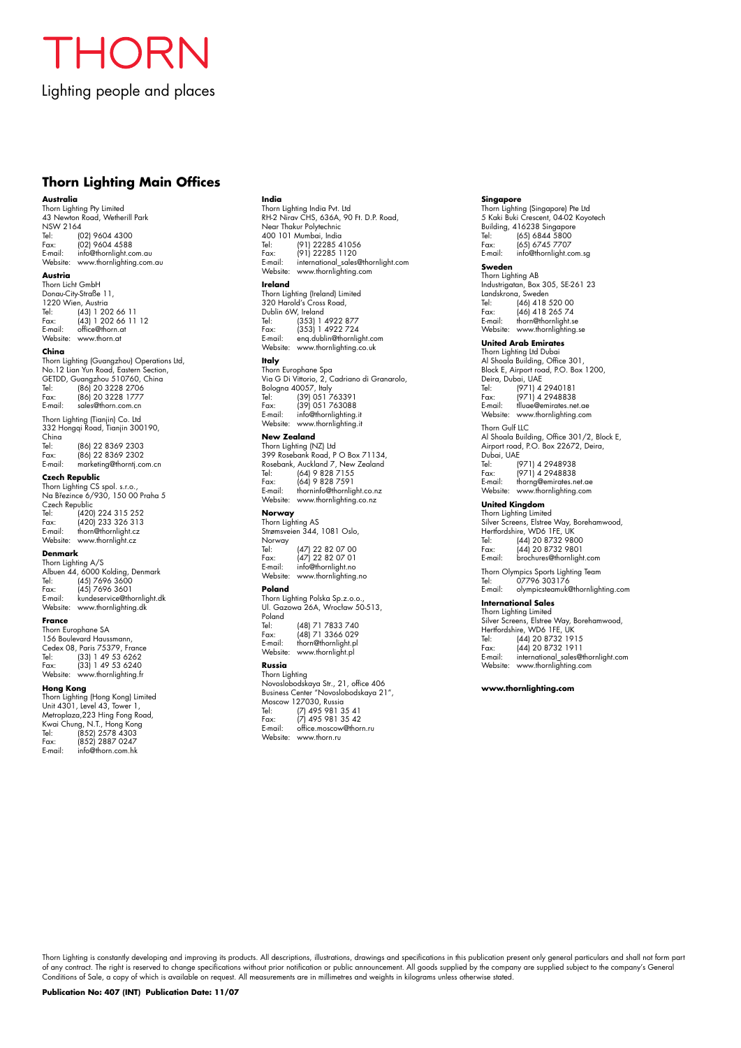# THORN

Lighting people and places

## Thorn Lighting Main Offices

**Australia**
Thorn Lighting Pty Limited
43 Newton Road, Wetherill Park
NSW 2164
Tel: (02) 9604 4300
Fax: (02) 9604 4588
E-mail: info@thornlight.com.au
Website: www.thornlighting.com.au

**Austria**
Thorn Licht GmbH
Donau-City-Straße 11,
1220 Wien, Austria
Tel: (43) 1 202 66 11
Fax: (43) 1 202 66 11 12
E-mail: office@thorn.at
Website: www.thorn.at

**China**
Thorn Lighting (Guangzhou) Operations Ltd,
No.12 Lian Yun Road, Eastern Section,
GETDD, Guangzhou 510760, China
Tel: (86) 20 3228 2706
Fax: (86) 20 3228 1777
E-mail: sales@thorn.com.cn

Thorn Lighting (Tianjin) Co. Ltd
332 Hongqi Road, Tianjin 300190,
China
Tel: (86) 22 8369 2303
Fax: (86) 22 8369 2302
E-mail: marketing@thorntj.com.cn

**Czech Republic**
Thorn Lighting CS spol. s.r.o.,
Na Březince 6/930, 150 00 Praha 5
Czech Republic
Tel: (420) 224 315 252
Fax: (420) 233 326 313
E-mail: thorn@thornlight.cz
Website: www.thornlight.cz

**Denmark**
Thorn Lighting A/S
Albuen 44, 6000 Kolding, Denmark
Tel: (45) 7696 3600
Fax: (45) 7696 3601
E-mail: kundeservice@thornlight.dk
Website: www.thornlighting.dk

**France**
Thorn Europhane SA
156 Boulevard Haussmann,
Cedex 08, Paris 75379, France
Tel: (33) 1 49 53 6262
Fax: (33) 1 49 53 6240
Website: www.thornlighting.fr

**Hong Kong**
Thorn Lighting (Hong Kong) Limited
Unit 4301, Level 43, Tower 1,
Metroplaza,223 Hing Fong Road,
Kwai Chung, N.T., Hong Kong
Tel: (852) 2578 4303
Fax: (852) 2887 0247
E-mail: info@thorn.com.hk

**India**
Thorn Lighting India Pvt. Ltd
RH-2 Nirav CHS, 636A, 90 Ft. D.P. Road,
Near Thakur Polytechnic
400 101 Mumbai, India
Tel: (91) 22285 41056
Fax: (91) 22285 1120
E-mail: international_sales@thornlight.com
Website: www.thornlighting.com

**Ireland**
Thorn Lighting (Ireland) Limited
320 Harold's Cross Road,
Dublin 6W, Ireland
Tel: (353) 1 4922 877
Fax: (353) 1 4922 724
E-mail: enq.dublin@thornlight.com
Website: www.thornlighting.co.uk

**Italy**
Thorn Europhane Spa
Via G Di Vittorio, 2, Cadriano di Granarolo,
Bologna 40057, Italy
Tel: (39) 051 763391
Fax: (39) 051 763088
E-mail: info@thornlighting.it
Website: www.thornlighting.it

**New Zealand**
Thorn Lighting (NZ) Ltd
399 Rosebank Road, P O Box 71134,
Rosebank, Auckland 7, New Zealand
Tel: (64) 9 828 7155
Fax: (64) 9 828 7591
E-mail: thorninfo@thornlight.co.nz
Website: www.thornlighting.co.nz

**Norway**
Thorn Lighting AS
Strømsveien 344, 1081 Oslo,
Norway
Tel: (47) 22 82 07 00
Fax: (47) 22 82 07 01
E-mail: info@thornlight.no
Website: www.thornlighting.no

**Poland**
Thorn Lighting Polska Sp.z.o.o.,
Ul. Gazowa 26A, Wroclaw 50-513,
Poland
Tel: (48) 71 7833 740
Fax: (48) 71 3366 029
E-mail: thorn@thornlight.pl
Website: www.thornlight.pl

**Russia**
Thorn Lighting
Novoslobodskaya Str., 21, office 406
Business Center "Novoslobodskaya 21",
Moscow 127030, Russia
Tel: (7) 495 981 35 41
Fax: (7) 495 981 35 42
E-mail: office.moscow@thorn.ru
Website: www.thorn.ru

**Singapore**
Thorn Lighting (Singapore) Pte Ltd
5 Kaki Buki Crescent, 04-02 Koyotech
Building, 416238 Singapore
Tel: (65) 6844 5800
Fax: (65) 6745 7707
E-mail: info@thornlight.com.sg

**Sweden**
Thorn Lighting AB
Industrigatan, Box 305, SE-261 23
Landskrona, Sweden
Tel: (46) 418 520 00
Fax: (46) 418 265 74
E-mail: thorn@thornlight.se
Website: www.thornlighting.se

**United Arab Emirates**
Thorn Lighting Ltd Dubai
Al Shoala Building, Office 301,
Block E, Airport road, P.O. Box 1200,
Deira, Dubai, UAE
Tel: (971) 4 2940181
Fax: (971) 4 2948838
E-mail: tlluae@emirates.net.ae
Website: www.thornlighting.com

Thorn Gulf LLC
Al Shoala Building, Office 301/2, Block E,
Airport road, P.O. Box 22672, Deira,
Dubai, UAE
Tel: (971) 4 2948938
Fax: (971) 4 2948838
E-mail: thorng@emirates.net.ae
Website: www.thornlighting.com

**United Kingdom**
Thorn Lighting Limited
Silver Screens, Elstree Way, Borehamwood,
Hertfordshire, WD6 1FE, UK
Tel: (44) 20 8732 9800
Fax: (44) 20 8732 9801
E-mail: brochures@thornlight.com

Thorn Olympics Sports Lighting Team
Tel: 07796 303176
E-mail: olympicsteamuk@thornlighting.com

**International Sales**
Thorn Lighting Limited
Silver Screens, Elstree Way, Borehamwood,
Hertfordshire, WD6 1FE, UK
Tel: (44) 20 8732 1915
Fax: (44) 20 8732 1911
E-mail: international_sales@thornlight.com
Website: www.thornlighting.com

**www.thornlighting.com**

Thorn Lighting is constantly developing and improving its products. All descriptions, illustrations, drawings and specifications in this publication present only general particulars and shall not form part of any contract. The right is reserved to change specifications without prior notification or public announcement. All goods supplied by the company are supplied subject to the company's General Conditions of Sale, a copy of which is available on request. All measurements are in millimetres and weights in kilograms unless otherwise stated.

**Publication No: 407 (INT) Publication Date: 11/07**